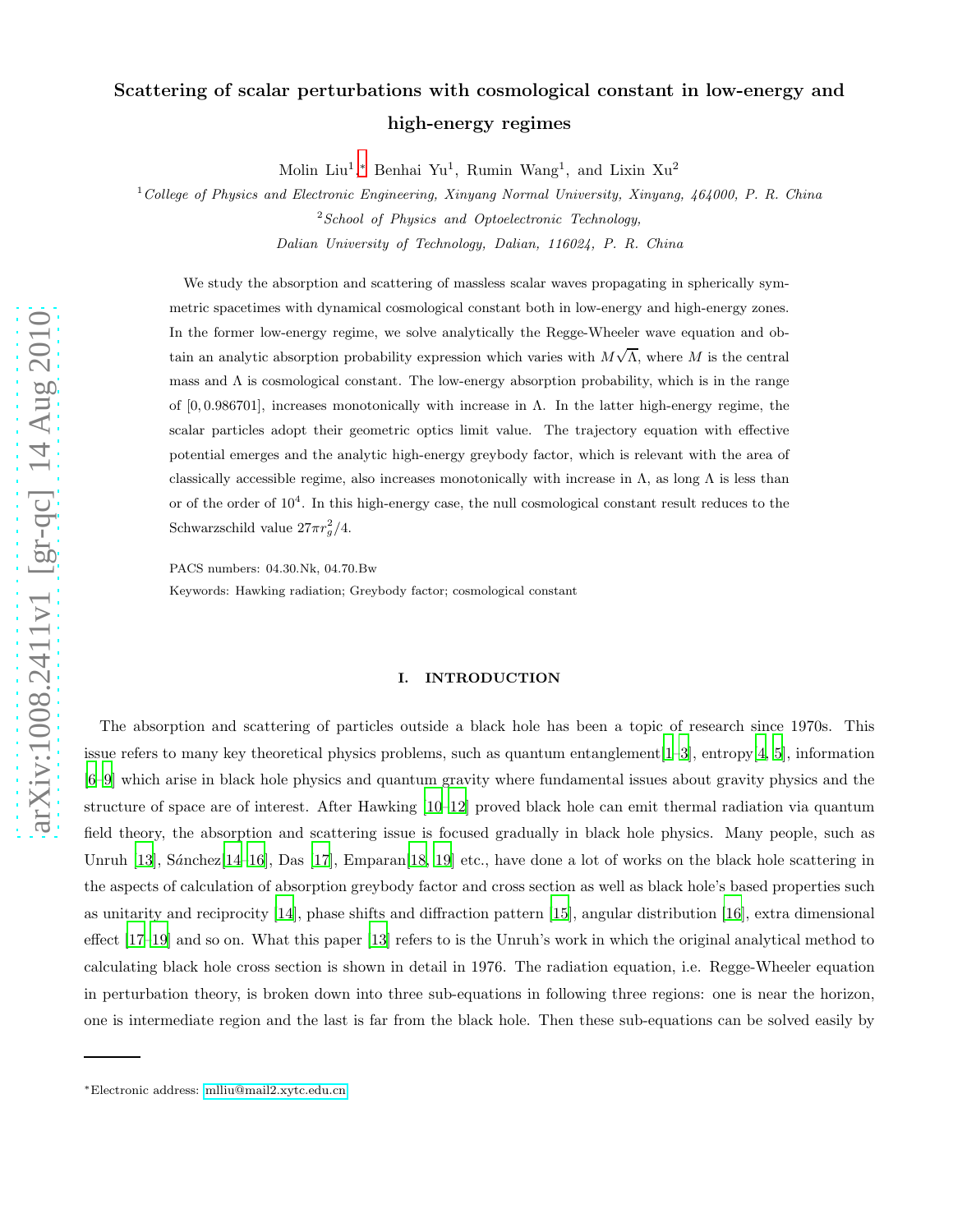# Scattering of scalar perturbations with cosmological constant in low-energy and high-energy regimes

Molin Liu[1,*], Benhai Yu[1], Rumin Wang[1], and Lixin Xu[2]

[1] *College of Physics and Electronic Engineering, Xinyang Normal University, Xinyang, 464000, P. R. China*

[2] *School of Physics and Optoelectronic Technology, Dalian University of Technology, Dalian, 116024, P. R. China*

We study the absorption and scattering of massless scalar waves propagating in spherically symmetric spacetimes with dynamical cosmological constant both in low-energy and high-energy zones. In the former low-energy regime, we solve analytically the Regge-Wheeler wave equation and obtain an analytic absorption probability expression which varies with $M\sqrt{\Lambda}$, where $M$ is the central mass and $\Lambda$ is cosmological constant. The low-energy absorption probability, which is in the range of $[0, 0.986701]$, increases monotonically with increase in $\Lambda$. In the latter high-energy regime, the scalar particles adopt their geometric optics limit value. The trajectory equation with effective potential emerges and the analytic high-energy greybody factor, which is relevant with the area of classically accessible regime, also increases monotonically with increase in $\Lambda$, as long $\Lambda$ is less than or of the order of $10^4$. In this high-energy case, the null cosmological constant result reduces to the Schwarzschild value $27\pi r_g^2/4$.

PACS numbers: 04.30.Nk, 04.70.Bw

Keywords: Hawking radiation; Greybody factor; cosmological constant

## I. INTRODUCTION

The absorption and scattering of particles outside a black hole has been a topic of research since 1970s. This issue refers to many key theoretical physics problems, such as quantum entanglement[1–3], entropy[4, 5], information [6–9] which arise in black hole physics and quantum gravity where fundamental issues about gravity physics and the structure of space are of interest. After Hawking [10–12] proved black hole can emit thermal radiation via quantum field theory, the absorption and scattering issue is focused gradually in black hole physics. Many people, such as Unruh [13], Sánchez[14–16], Das [17], Emparan[18, 19] etc., have done a lot of works on the black hole scattering in the aspects of calculation of absorption greybody factor and cross section as well as black hole's based properties such as unitarity and reciprocity [14], phase shifts and diffraction pattern [15], angular distribution [16], extra dimensional effect [17–19] and so on. What this paper [13] refers to is the Unruh's work in which the original analytical method to calculating black hole cross section is shown in detail in 1976. The radiation equation, i.e. Regge-Wheeler equation in perturbation theory, is broken down into three sub-equations in following three regions: one is near the horizon, one is intermediate region and the last is far from the black hole. Then these sub-equations can be solved easily by

---

*Electronic address: mlliu@mail2.xytc.edu.cn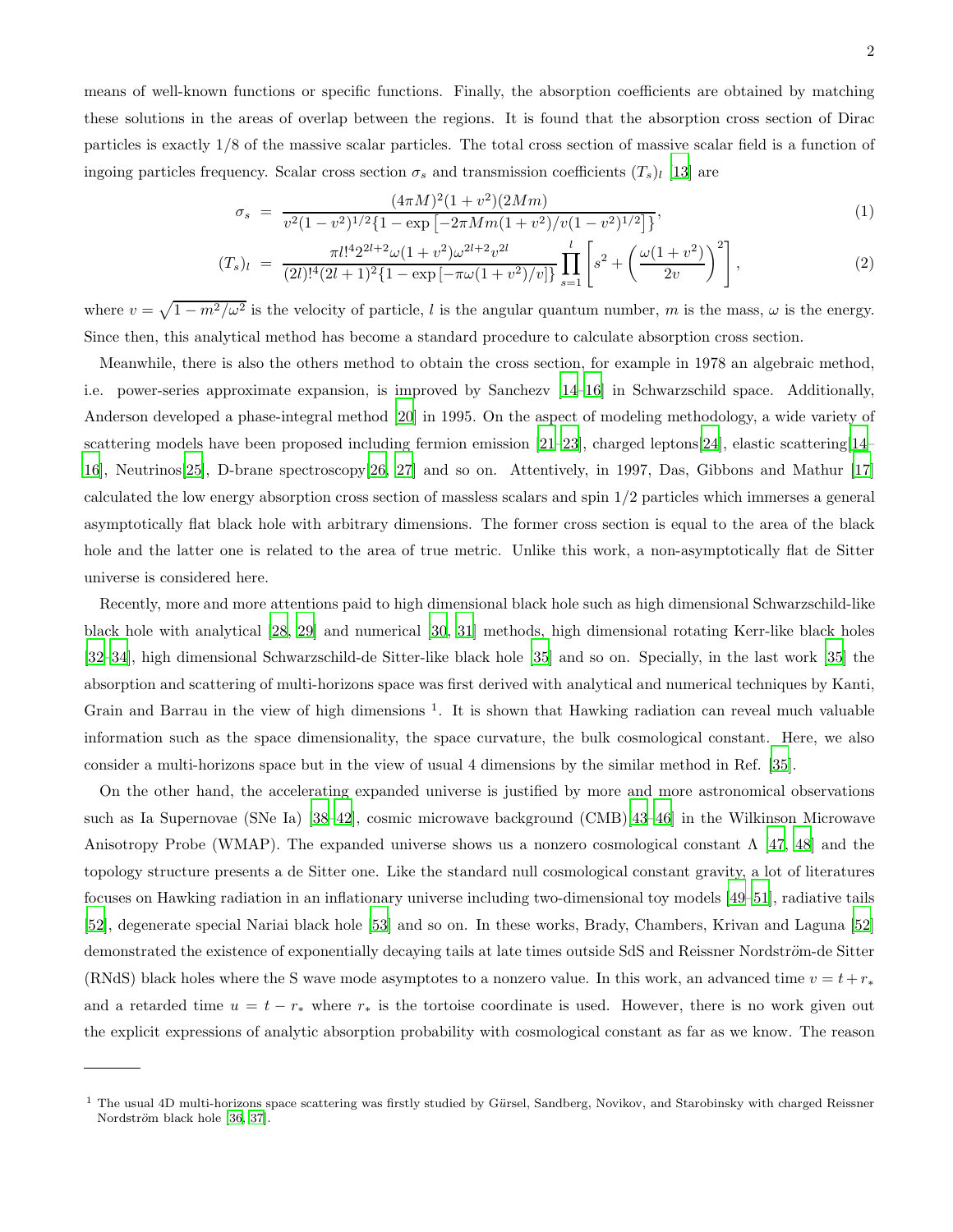means of well-known functions or specific functions. Finally, the absorption coefficients are obtained by matching these solutions in the areas of overlap between the regions. It is found that the absorption cross section of Dirac particles is exactly 1/8 of the massive scalar particles. The total cross section of massive scalar field is a function of ingoing particles frequency. Scalar cross section $\sigma_s$ and transmission coefficients $(T_s)_l$ [13] are

$$
\sigma_s = \frac{(4\pi M)^2(1+v^2)(2Mm)}{v^2(1-v^2)^{1/2}\{1-\exp\left[-2\pi Mm(1+v^2)/v(1-v^2)^{1/2}\right]\}}, \tag{1}
$$

$$
(T_s)_l = \frac{\pi l!^4 2^{2l+2}\omega(1+v^2)\omega^{2l+2}v^{2l}}{(2l)!^4(2l+1)^2\{1-\exp\left[-\pi\omega(1+v^2)/v\right]\}}\prod_{s=1}^{l}\left[s^2+\left(\frac{\omega(1+v^2)}{2v}\right)^2\right], \tag{2}
$$

where $v=\sqrt{1-m^2/\omega^2}$ is the velocity of particle, $l$ is the angular quantum number, $m$ is the mass, $\omega$ is the energy. Since then, this analytical method has become a standard procedure to calculate absorption cross section.

Meanwhile, there is also the others method to obtain the cross section, for example in 1978 an algebraic method, i.e. power-series approximate expansion, is improved by Sanchezv [14–16] in Schwarzschild space. Additionally, Anderson developed a phase-integral method [20] in 1995. On the aspect of modeling methodology, a wide variety of scattering models have been proposed including fermion emission [21–23], charged leptons[24], elastic scattering[14–16], Neutrinos[25], D-brane spectroscopy[26, 27] and so on. Attentively, in 1997, Das, Gibbons and Mathur [17] calculated the low energy absorption cross section of massless scalars and spin 1/2 particles which immerses a general asymptotically flat black hole with arbitrary dimensions. The former cross section is equal to the area of the black hole and the latter one is related to the area of true metric. Unlike this work, a non-asymptotically flat de Sitter universe is considered here.

Recently, more and more attentions paid to high dimensional black hole such as high dimensional Schwarzschild-like black hole with analytical [28, 29] and numerical [30, 31] methods, high dimensional rotating Kerr-like black holes [32–34], high dimensional Schwarzschild-de Sitter-like black hole [35] and so on. Specially, in the last work [35] the absorption and scattering of multi-horizons space was first derived with analytical and numerical techniques by Kanti, Grain and Barrau in the view of high dimensions [1]. It is shown that Hawking radiation can reveal much valuable information such as the space dimensionality, the space curvature, the bulk cosmological constant. Here, we also consider a multi-horizons space but in the view of usual 4 dimensions by the similar method in Ref. [35].

On the other hand, the accelerating expanded universe is justified by more and more astronomical observations such as Ia Supernovae (SNe Ia) [38–42], cosmic microwave background (CMB)[43–46] in the Wilkinson Microwave Anisotropy Probe (WMAP). The expanded universe shows us a nonzero cosmological constant $\Lambda$ [47, 48] and the topology structure presents a de Sitter one. Like the standard null cosmological constant gravity, a lot of literatures focuses on Hawking radiation in an inflationary universe including two-dimensional toy models [49–51], radiative tails [52], degenerate special Nariai black hole [53] and so on. In these works, Brady, Chambers, Krivan and Laguna [52] demonstrated the existence of exponentially decaying tails at late times outside SdS and Reissner Nordström-de Sitter (RNdS) black holes where the S wave mode asymptotes to a nonzero value. In this work, an advanced time $v=t+r_*$ and a retarded time $u=t-r_*$ where $r_*$ is the tortoise coordinate is used. However, there is no work given out the explicit expressions of analytic absorption probability with cosmological constant as far as we know. The reason

---

[1] The usual 4D multi-horizons space scattering was firstly studied by Gürsel, Sandberg, Novikov, and Starobinsky with charged Reissner Nordström black hole [36, 37].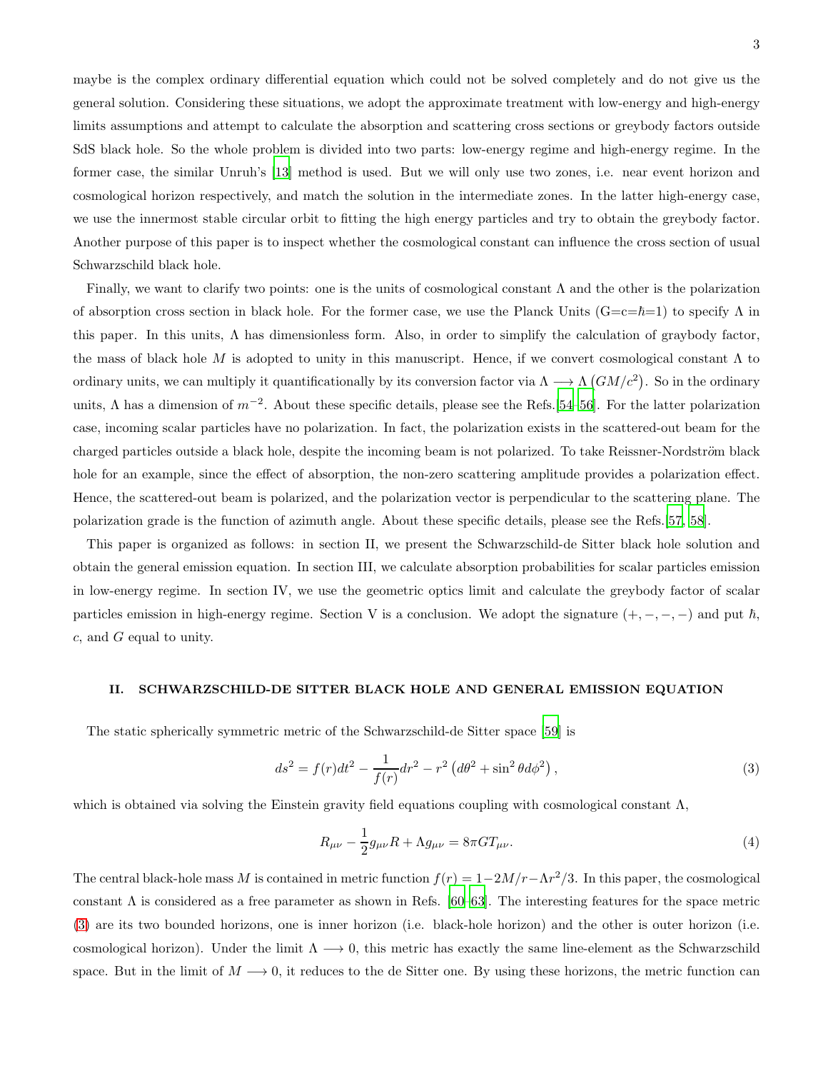maybe is the complex ordinary differential equation which could not be solved completely and do not give us the general solution. Considering these situations, we adopt the approximate treatment with low-energy and high-energy limits assumptions and attempt to calculate the absorption and scattering cross sections or greybody factors outside SdS black hole. So the whole problem is divided into two parts: low-energy regime and high-energy regime. In the former case, the similar Unruh's [13] method is used. But we will only use two zones, i.e. near event horizon and cosmological horizon respectively, and match the solution in the intermediate zones. In the latter high-energy case, we use the innermost stable circular orbit to fitting the high energy particles and try to obtain the greybody factor. Another purpose of this paper is to inspect whether the cosmological constant can influence the cross section of usual Schwarzschild black hole.

Finally, we want to clarify two points: one is the units of cosmological constant $\Lambda$ and the other is the polarization of absorption cross section in black hole. For the former case, we use the Planck Units (G=c=$\hbar$=1) to specify $\Lambda$ in this paper. In this units, $\Lambda$ has dimensionless form. Also, in order to simplify the calculation of graybody factor, the mass of black hole $M$ is adopted to unity in this manuscript. Hence, if we convert cosmological constant $\Lambda$ to ordinary units, we can multiply it quantificationally by its conversion factor via $\Lambda \longrightarrow \Lambda\left(GM/c^2\right)$. So in the ordinary units, $\Lambda$ has a dimension of $m^{-2}$. About these specific details, please see the Refs.[54–56]. For the latter polarization case, incoming scalar particles have no polarization. In fact, the polarization exists in the scattered-out beam for the charged particles outside a black hole, despite the incoming beam is not polarized. To take Reissner-Nordström black hole for an example, since the effect of absorption, the non-zero scattering amplitude provides a polarization effect. Hence, the scattered-out beam is polarized, and the polarization vector is perpendicular to the scattering plane. The polarization grade is the function of azimuth angle. About these specific details, please see the Refs.[57, 58].

This paper is organized as follows: in section II, we present the Schwarzschild-de Sitter black hole solution and obtain the general emission equation. In section III, we calculate absorption probabilities for scalar particles emission in low-energy regime. In section IV, we use the geometric optics limit and calculate the greybody factor of scalar particles emission in high-energy regime. Section V is a conclusion. We adopt the signature $(+,-,-,-)$ and put $\hbar$, $c$, and $G$ equal to unity.

## II. SCHWARZSCHILD-DE SITTER BLACK HOLE AND GENERAL EMISSION EQUATION

The static spherically symmetric metric of the Schwarzschild-de Sitter space [59] is

$$ds^2 = f(r)dt^2 - \frac{1}{f(r)}dr^2 - r^2\left(d\theta^2 + \sin^2\theta d\phi^2\right), \tag{3}$$

which is obtained via solving the Einstein gravity field equations coupling with cosmological constant $\Lambda$,

$$R_{\mu\nu} - \frac{1}{2}g_{\mu\nu}R + \Lambda g_{\mu\nu} = 8\pi G T_{\mu\nu}. \tag{4}$$

The central black-hole mass $M$ is contained in metric function $f(r) = 1 - 2M/r - \Lambda r^2/3$. In this paper, the cosmological constant $\Lambda$ is considered as a free parameter as shown in Refs. [60–63]. The interesting features for the space metric (3) are its two bounded horizons, one is inner horizon (i.e. black-hole horizon) and the other is outer horizon (i.e. cosmological horizon). Under the limit $\Lambda \longrightarrow 0$, this metric has exactly the same line-element as the Schwarzschild space. But in the limit of $M \longrightarrow 0$, it reduces to the de Sitter one. By using these horizons, the metric function can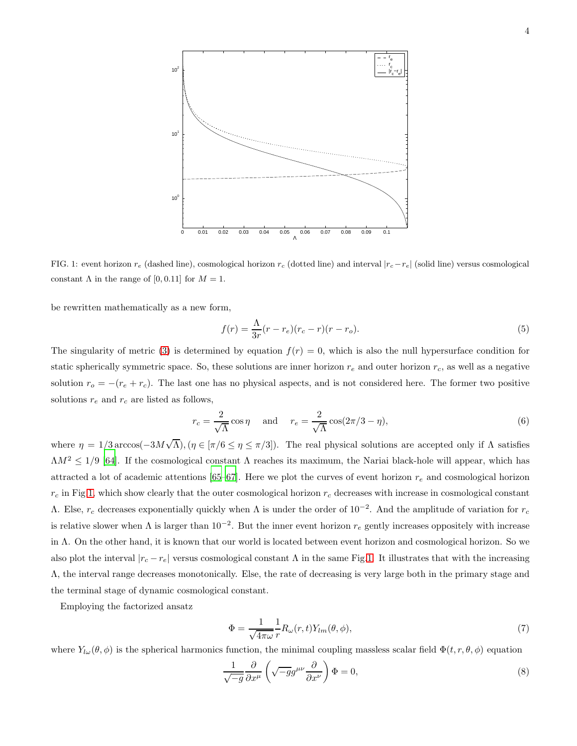FIG. 1: event horizon $r_e$ (dashed line), cosmological horizon $r_c$ (dotted line) and interval $|r_c - r_e|$ (solid line) versus cosmological constant $\Lambda$ in the range of $[0, 0.11]$ for $M = 1$.

be rewritten mathematically as a new form,

$$f(r) = \frac{\Lambda}{3r}(r - r_e)(r_c - r)(r - r_o). \tag{5}$$

The singularity of metric (3) is determined by equation $f(r) = 0$, which is also the null hypersurface condition for static spherically symmetric space. So, these solutions are inner horizon $r_e$ and outer horizon $r_c$, as well as a negative solution $r_o = -(r_e + r_c)$. The last one has no physical aspects, and is not considered here. The former two positive solutions $r_e$ and $r_c$ are listed as follows,

$$r_c = \frac{2}{\sqrt{\Lambda}}\cos\eta \quad \text{ and } \quad r_e = \frac{2}{\sqrt{\Lambda}}\cos(2\pi/3 - \eta), \tag{6}$$

where $\eta = 1/3\arccos(-3M\sqrt{\Lambda}), (\eta \in [\pi/6 \leq \eta \leq \pi/3])$. The real physical solutions are accepted only if $\Lambda$ satisfies $\Lambda M^2 \leq 1/9$ [64]. If the cosmological constant $\Lambda$ reaches its maximum, the Nariai black-hole will appear, which has attracted a lot of academic attentions [65–67]. Here we plot the curves of event horizon $r_e$ and cosmological horizon $r_c$ in Fig.1, which show clearly that the outer cosmological horizon $r_c$ decreases with increase in cosmological constant $\Lambda$. Else, $r_c$ decreases exponentially quickly when $\Lambda$ is under the order of $10^{-2}$. And the amplitude of variation for $r_c$ is relative slower when $\Lambda$ is larger than $10^{-2}$. But the inner event horizon $r_e$ gently increases oppositely with increase in $\Lambda$. On the other hand, it is known that our world is located between event horizon and cosmological horizon. So we also plot the interval $|r_c - r_e|$ versus cosmological constant $\Lambda$ in the same Fig.1. It illustrates that with the increasing $\Lambda$, the interval range decreases monotonically. Else, the rate of decreasing is very large both in the primary stage and the terminal stage of dynamic cosmological constant.

Employing the factorized ansatz

$$\Phi = \frac{1}{\sqrt{4\pi\omega}}\frac{1}{r}R_\omega(r,t)Y_{lm}(\theta,\phi), \tag{7}$$

where $Y_{l\omega}(\theta,\phi)$ is the spherical harmonics function, the minimal coupling massless scalar field $\Phi(t,r,\theta,\phi)$ equation

$$\frac{1}{\sqrt{-g}}\frac{\partial}{\partial x^\mu}\left(\sqrt{-g}g^{\mu\nu}\frac{\partial}{\partial x^\nu}\right)\Phi = 0, \tag{8}$$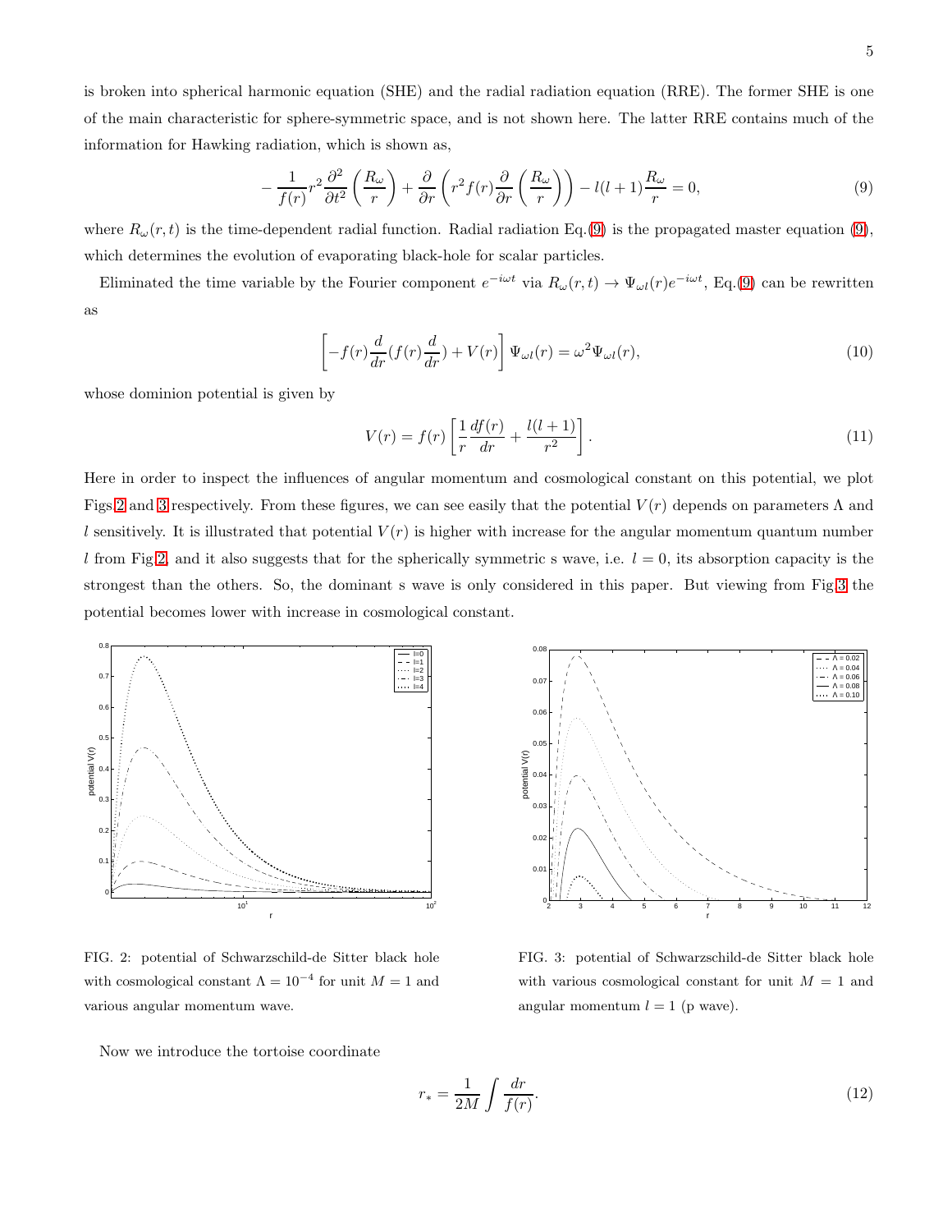is broken into spherical harmonic equation (SHE) and the radial radiation equation (RRE). The former SHE is one of the main characteristic for sphere-symmetric space, and is not shown here. The latter RRE contains much of the information for Hawking radiation, which is shown as,

$$-\frac{1}{f(r)}r^2\frac{\partial^2}{\partial t^2}\left(\frac{R_\omega}{r}\right)+\frac{\partial}{\partial r}\left(r^2 f(r)\frac{\partial}{\partial r}\left(\frac{R_\omega}{r}\right)\right)-l(l+1)\frac{R_\omega}{r}=0, \tag{9}$$

where $R_\omega(r,t)$ is the time-dependent radial function. Radial radiation Eq.(9) is the propagated master equation (9), which determines the evolution of evaporating black-hole for scalar particles.

Eliminated the time variable by the Fourier component $e^{-i\omega t}$ via $R_\omega(r,t)\rightarrow \Psi_{\omega l}(r)e^{-i\omega t}$, Eq.(9) can be rewritten as

$$\left[-f(r)\frac{d}{dr}(f(r)\frac{d}{dr})+V(r)\right]\Psi_{\omega l}(r)=\omega^2\Psi_{\omega l}(r), \tag{10}$$

whose dominion potential is given by

$$V(r)=f(r)\left[\frac{1}{r}\frac{df(r)}{dr}+\frac{l(l+1)}{r^2}\right]. \tag{11}$$

Here in order to inspect the influences of angular momentum and cosmological constant on this potential, we plot Figs 2 and 3 respectively. From these figures, we can see easily that the potential $V(r)$ depends on parameters $\Lambda$ and $l$ sensitively. It is illustrated that potential $V(r)$ is higher with increase for the angular momentum quantum number $l$ from Fig 2, and it also suggests that for the spherically symmetric s wave, i.e. $l=0$, its absorption capacity is the strongest than the others. So, the dominant s wave is only considered in this paper. But viewing from Fig 3 the potential becomes lower with increase in cosmological constant.

FIG. 2: potential of Schwarzschild-de Sitter black hole with cosmological constant $\Lambda=10^{-4}$ for unit $M=1$ and various angular momentum wave.

FIG. 3: potential of Schwarzschild-de Sitter black hole with various cosmological constant for unit $M=1$ and angular momentum $l=1$ (p wave).

Now we introduce the tortoise coordinate

$$r_*=\frac{1}{2M}\int\frac{dr}{f(r)}. \tag{12}$$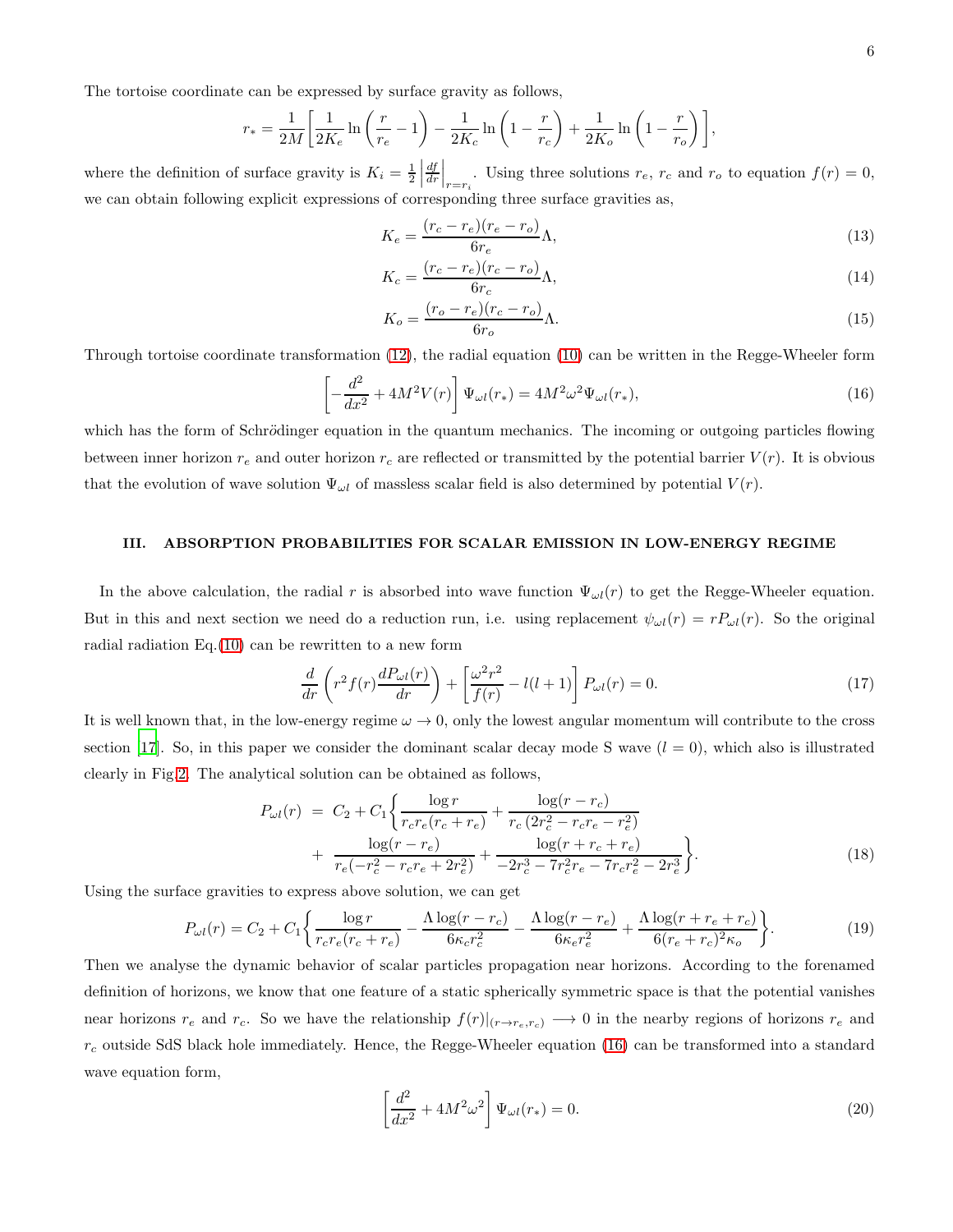The tortoise coordinate can be expressed by surface gravity as follows,

$$r_* = \frac{1}{2M}\left[\frac{1}{2K_e}\ln\left(\frac{r}{r_e}-1\right) - \frac{1}{2K_c}\ln\left(1-\frac{r}{r_c}\right) + \frac{1}{2K_o}\ln\left(1-\frac{r}{r_o}\right)\right],$$

where the definition of surface gravity is $K_i = \frac{1}{2}\left|\frac{df}{dr}\right|_{r=r_i}$. Using three solutions $r_e$, $r_c$ and $r_o$ to equation $f(r) = 0$, we can obtain following explicit expressions of corresponding three surface gravities as,

$$K_e = \frac{(r_c - r_e)(r_e - r_o)}{6r_e}\Lambda, \tag{13}$$

$$K_c = \frac{(r_c - r_e)(r_c - r_o)}{6r_c}\Lambda, \tag{14}$$

$$K_o = \frac{(r_o - r_e)(r_c - r_o)}{6r_o}\Lambda. \tag{15}$$

Through tortoise coordinate transformation (12), the radial equation (10) can be written in the Regge-Wheeler form

$$\left[-\frac{d^2}{dx^2} + 4M^2 V(r)\right]\Psi_{\omega l}(r_*) = 4M^2\omega^2\Psi_{\omega l}(r_*), \tag{16}$$

which has the form of Schrödinger equation in the quantum mechanics. The incoming or outgoing particles flowing between inner horizon $r_e$ and outer horizon $r_c$ are reflected or transmitted by the potential barrier $V(r)$. It is obvious that the evolution of wave solution $\Psi_{\omega l}$ of massless scalar field is also determined by potential $V(r)$.

### III. ABSORPTION PROBABILITIES FOR SCALAR EMISSION IN LOW-ENERGY REGIME

In the above calculation, the radial $r$ is absorbed into wave function $\Psi_{\omega l}(r)$ to get the Regge-Wheeler equation. But in this and next section we need do a reduction run, i.e. using replacement $\psi_{\omega l}(r) = rP_{\omega l}(r)$. So the original radial radiation Eq.(10) can be rewritten to a new form

$$\frac{d}{dr}\left(r^2 f(r)\frac{dP_{\omega l}(r)}{dr}\right) + \left[\frac{\omega^2 r^2}{f(r)} - l(l+1)\right]P_{\omega l}(r) = 0. \tag{17}$$

It is well known that, in the low-energy regime $\omega \to 0$, only the lowest angular momentum will contribute to the cross section [17]. So, in this paper we consider the dominant scalar decay mode S wave ($l = 0$), which also is illustrated clearly in Fig.2. The analytical solution can be obtained as follows,

$$\begin{aligned} P_{\omega l}(r) &= C_2 + C_1\Bigg\{\frac{\log r}{r_c r_e(r_c + r_e)} + \frac{\log(r - r_c)}{r_c\,(2r_c^2 - r_c r_e - r_e^2)} \\ &+ \frac{\log(r - r_e)}{r_e(-r_c^2 - r_c r_e + 2r_e^2)} + \frac{\log(r + r_c + r_e)}{-2r_c^3 - 7r_c^2 r_e - 7r_c r_e^2 - 2r_e^3}\Bigg\}. \end{aligned} \tag{18}$$

Using the surface gravities to express above solution, we can get

$$P_{\omega l}(r) = C_2 + C_1\left\{\frac{\log r}{r_c r_e(r_c + r_e)} - \frac{\Lambda\log(r - r_c)}{6\kappa_c r_c^2} - \frac{\Lambda\log(r - r_e)}{6\kappa_e r_e^2} + \frac{\Lambda\log(r + r_e + r_c)}{6(r_e + r_c)^2\kappa_o}\right\}. \tag{19}$$

Then we analyse the dynamic behavior of scalar particles propagation near horizons. According to the forenamed definition of horizons, we know that one feature of a static spherically symmetric space is that the potential vanishes near horizons $r_e$ and $r_c$. So we have the relationship $f(r)|_{(r\to r_e, r_c)} \longrightarrow 0$ in the nearby regions of horizons $r_e$ and $r_c$ outside SdS black hole immediately. Hence, the Regge-Wheeler equation (16) can be transformed into a standard wave equation form,

$$\left[\frac{d^2}{dx^2} + 4M^2\omega^2\right]\Psi_{\omega l}(r_*) = 0. \tag{20}$$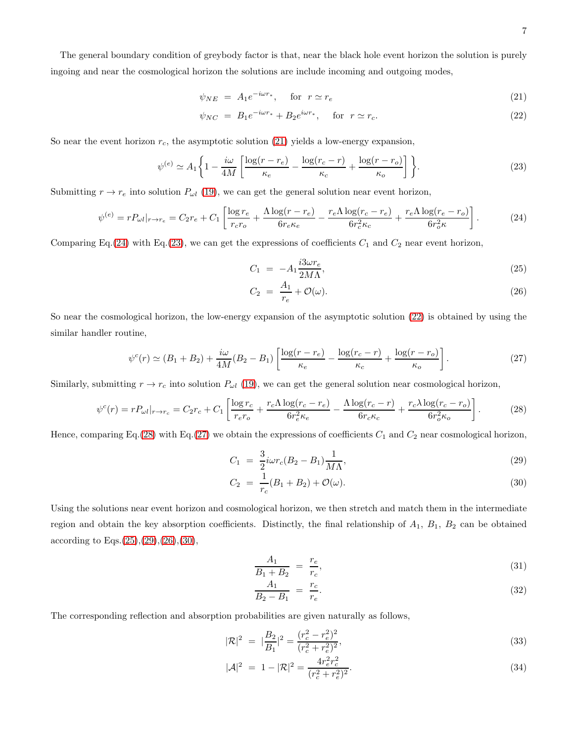The general boundary condition of greybody factor is that, near the black hole event horizon the solution is purely ingoing and near the cosmological horizon the solutions are include incoming and outgoing modes,

$$
\psi_{NE} = A_1 e^{-i\omega r_*}, \quad \text{for } r \simeq r_e \tag{21}
$$

$$
\psi_{NC} = B_1 e^{-i\omega r_*} + B_2 e^{i\omega r_*}, \quad \text{for } r \simeq r_c. \tag{22}
$$

So near the event horizon $r_c$, the asymptotic solution (21) yields a low-energy expansion,

$$
\psi^{(e)} \simeq A_1 \left\{ 1 - \frac{i\omega}{4M} \left[ \frac{\log(r - r_e)}{\kappa_e} - \frac{\log(r_c - r)}{\kappa_c} + \frac{\log(r - r_o)}{\kappa_o} \right] \right\}. \tag{23}
$$

Submitting $r \to r_e$ into solution $P_{\omega l}$ (19), we can get the general solution near event horizon,

$$
\psi^{(e)} = r P_{\omega l}|_{r \to r_e} = C_2 r_e + C_1 \left[ \frac{\log r_e}{r_c r_o} + \frac{\Lambda \log(r - r_e)}{6 r_e \kappa_e} - \frac{r_e \Lambda \log(r_c - r_e)}{6 r_c^2 \kappa_c} + \frac{r_e \Lambda \log(r_e - r_o)}{6 r_o^2 \kappa} \right]. \tag{24}
$$

Comparing Eq.(24) with Eq.(23), we can get the expressions of coefficients $C_1$ and $C_2$ near event horizon,

$$
C_1 = -A_1 \frac{i3\omega r_e}{2M\Lambda}, \tag{25}
$$

$$
C_2 = \frac{A_1}{r_e} + \mathcal{O}(\omega). \tag{26}
$$

So near the cosmological horizon, the low-energy expansion of the asymptotic solution (22) is obtained by using the similar handler routine,

$$
\psi^c(r) \simeq (B_1 + B_2) + \frac{i\omega}{4M}(B_2 - B_1) \left[ \frac{\log(r - r_e)}{\kappa_e} - \frac{\log(r_c - r)}{\kappa_c} + \frac{\log(r - r_o)}{\kappa_o} \right]. \tag{27}
$$

Similarly, submitting $r \to r_c$ into solution $P_{\omega l}$ (19), we can get the general solution near cosmological horizon,

$$
\psi^c(r) = r P_{\omega l}|_{r \to r_c} = C_2 r_c + C_1 \left[ \frac{\log r_c}{r_e r_o} + \frac{r_c \Lambda \log(r_c - r_e)}{6 r_e^2 \kappa_e} - \frac{\Lambda \log(r_c - r)}{6 r_c \kappa_c} + \frac{r_c \lambda \log(r_c - r_o)}{6 r_o^2 \kappa_o} \right]. \tag{28}
$$

Hence, comparing Eq.(28) with Eq.(27) we obtain the expressions of coefficients $C_1$ and $C_2$ near cosmological horizon,

$$
C_1 = \frac{3}{2} i\omega r_c (B_2 - B_1) \frac{1}{M\Lambda}, \tag{29}
$$

$$
C_2 = \frac{1}{r_c}(B_1 + B_2) + \mathcal{O}(\omega). \tag{30}
$$

Using the solutions near event horizon and cosmological horizon, we then stretch and match them in the intermediate region and obtain the key absorption coefficients. Distinctly, the final relationship of $A_1$, $B_1$, $B_2$ can be obtained according to Eqs.(25),(29),(26),(30),

$$
\frac{A_1}{B_1 + B_2} = \frac{r_e}{r_c}, \tag{31}
$$

$$
\frac{A_1}{B_2 - B_1} = \frac{r_c}{r_e}. \tag{32}
$$

The corresponding reflection and absorption probabilities are given naturally as follows,

$$
|\mathcal{R}|^2 = |\frac{B_2}{B_1}|^2 = \frac{(r_c^2 - r_e^2)^2}{(r_c^2 + r_e^2)^2}, \tag{33}
$$

$$
|\mathcal{A}|^2 = 1 - |\mathcal{R}|^2 = \frac{4 r_e^2 r_c^2}{(r_c^2 + r_e^2)^2}. \tag{34}
$$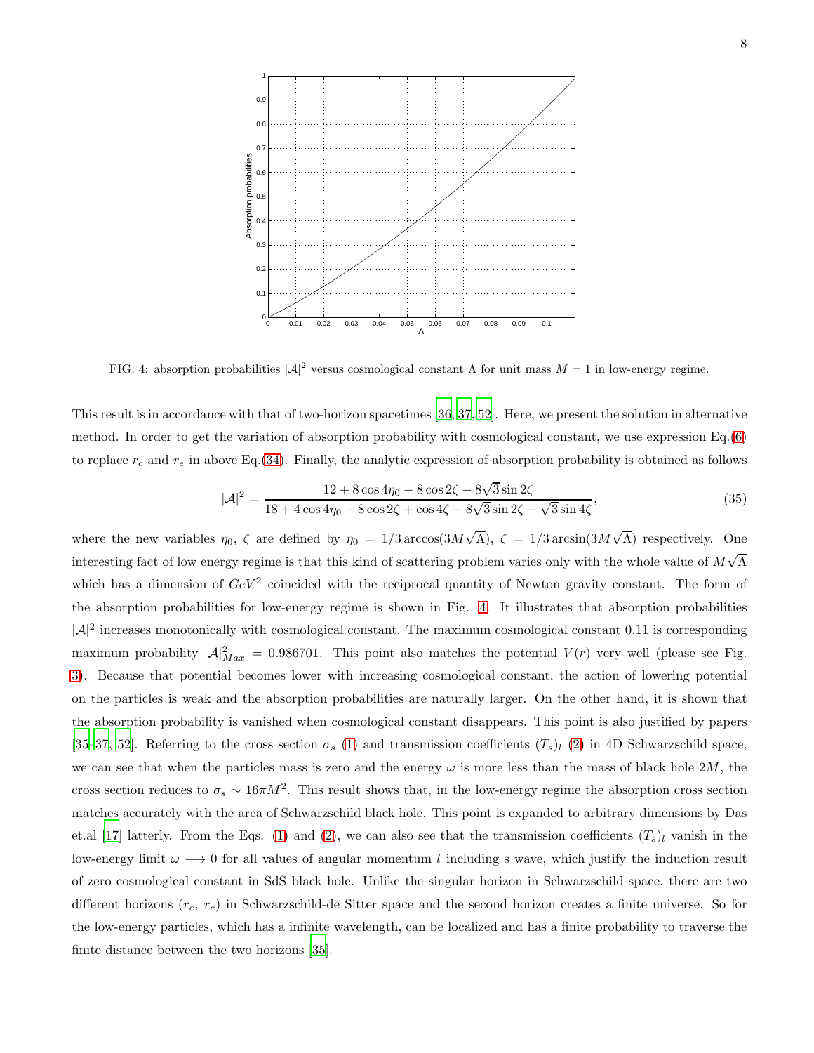FIG. 4: absorption probabilities $|\mathcal{A}|^2$ versus cosmological constant $\Lambda$ for unit mass $M = 1$ in low-energy regime.

This result is in accordance with that of two-horizon spacetimes [36, 37, 52]. Here, we present the solution in alternative method. In order to get the variation of absorption probability with cosmological constant, we use expression Eq.(6) to replace $r_c$ and $r_e$ in above Eq.(34). Finally, the analytic expression of absorption probability is obtained as follows

$$|\mathcal{A}|^2 = \frac{12 + 8\cos 4\eta_0 - 8\cos 2\zeta - 8\sqrt{3}\sin 2\zeta}{18 + 4\cos 4\eta_0 - 8\cos 2\zeta + \cos 4\zeta - 8\sqrt{3}\sin 2\zeta - \sqrt{3}\sin 4\zeta}, \tag{35}$$

where the new variables $\eta_0$, $\zeta$ are defined by $\eta_0 = 1/3\arccos(3M\sqrt{\Lambda})$, $\zeta = 1/3\arcsin(3M\sqrt{\Lambda})$ respectively. One interesting fact of low energy regime is that this kind of scattering problem varies only with the whole value of $M\sqrt{\Lambda}$ which has a dimension of $GeV^2$ coincided with the reciprocal quantity of Newton gravity constant. The form of the absorption probabilities for low-energy regime is shown in Fig. 4. It illustrates that absorption probabilities $|\mathcal{A}|^2$ increases monotonically with cosmological constant. The maximum cosmological constant 0.11 is corresponding maximum probability $|\mathcal{A}|^2_{Max} = 0.986701$. This point also matches the potential $V(r)$ very well (please see Fig. 3). Because that potential becomes lower with increasing cosmological constant, the action of lowering potential on the particles is weak and the absorption probabilities are naturally larger. On the other hand, it is shown that the absorption probability is vanished when cosmological constant disappears. This point is also justified by papers [35–37, 52]. Referring to the cross section $\sigma_s$ (1) and transmission coefficients $(T_s)_l$ (2) in 4D Schwarzschild space, we can see that when the particles mass is zero and the energy $\omega$ is more less than the mass of black hole $2M$, the cross section reduces to $\sigma_s \sim 16\pi M^2$. This result shows that, in the low-energy regime the absorption cross section matches accurately with the area of Schwarzschild black hole. This point is expanded to arbitrary dimensions by Das et.al [17] latterly. From the Eqs. (1) and (2), we can also see that the transmission coefficients $(T_s)_l$ vanish in the low-energy limit $\omega \longrightarrow 0$ for all values of angular momentum $l$ including s wave, which justify the induction result of zero cosmological constant in SdS black hole. Unlike the singular horizon in Schwarzschild space, there are two different horizons ($r_e$, $r_c$) in Schwarzschild-de Sitter space and the second horizon creates a finite universe. So for the low-energy particles, which has a infinite wavelength, can be localized and has a finite probability to traverse the finite distance between the two horizons [35].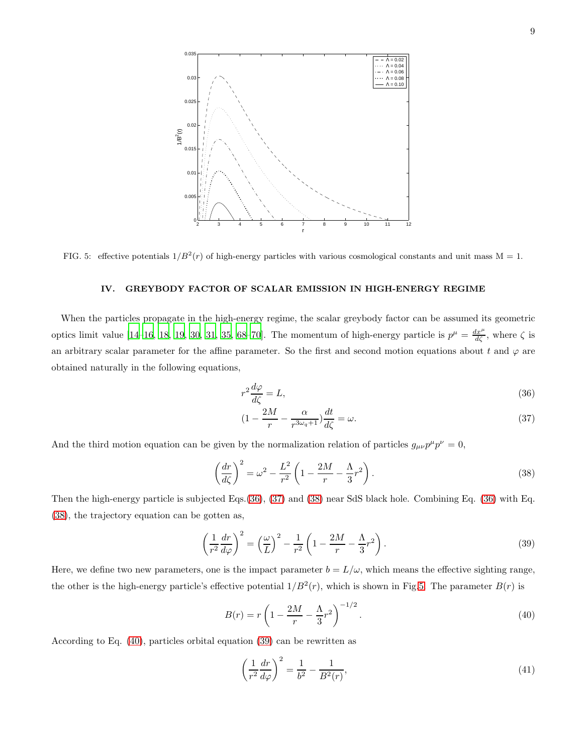FIG. 5: effective potentials $1/B^2(r)$ of high-energy particles with various cosmological constants and unit mass M = 1.

## IV. GREYBODY FACTOR OF SCALAR EMISSION IN HIGH-ENERGY REGIME

When the particles propagate in the high-energy regime, the scalar greybody factor can be assumed its geometric optics limit value [14–16, 18, 19, 30, 31, 35, 68–70]. The momentum of high-energy particle is $p^\mu = \frac{dx^\mu}{d\zeta}$, where $\zeta$ is an arbitrary scalar parameter for the affine parameter. So the first and second motion equations about $t$ and $\varphi$ are obtained naturally in the following equations,

$$r^2 \frac{d\varphi}{d\zeta} = L, \tag{36}$$

$$(1 - \frac{2M}{r} - \frac{\alpha}{r^{3\omega_q+1}})\frac{dt}{d\zeta} = \omega. \tag{37}$$

And the third motion equation can be given by the normalization relation of particles $g_{\mu\nu}p^\mu p^\nu = 0$,

$$\left(\frac{dr}{d\zeta}\right)^2 = \omega^2 - \frac{L^2}{r^2}\left(1 - \frac{2M}{r} - \frac{\Lambda}{3}r^2\right). \tag{38}$$

Then the high-energy particle is subjected Eqs.(36), (37) and (38) near SdS black hole. Combining Eq. (36) with Eq. (38), the trajectory equation can be gotten as,

$$\left(\frac{1}{r^2}\frac{dr}{d\varphi}\right)^2 = \left(\frac{\omega}{L}\right)^2 - \frac{1}{r^2}\left(1 - \frac{2M}{r} - \frac{\Lambda}{3}r^2\right). \tag{39}$$

Here, we define two new parameters, one is the impact parameter $b = L/\omega$, which means the effective sighting range, the other is the high-energy particle's effective potential $1/B^2(r)$, which is shown in Fig.5. The parameter $B(r)$ is

$$B(r) = r\left(1 - \frac{2M}{r} - \frac{\Lambda}{3}r^2\right)^{-1/2}. \tag{40}$$

According to Eq. (40), particles orbital equation (39) can be rewritten as

$$\left(\frac{1}{r^2}\frac{dr}{d\varphi}\right)^2 = \frac{1}{b^2} - \frac{1}{B^2(r)}, \tag{41}$$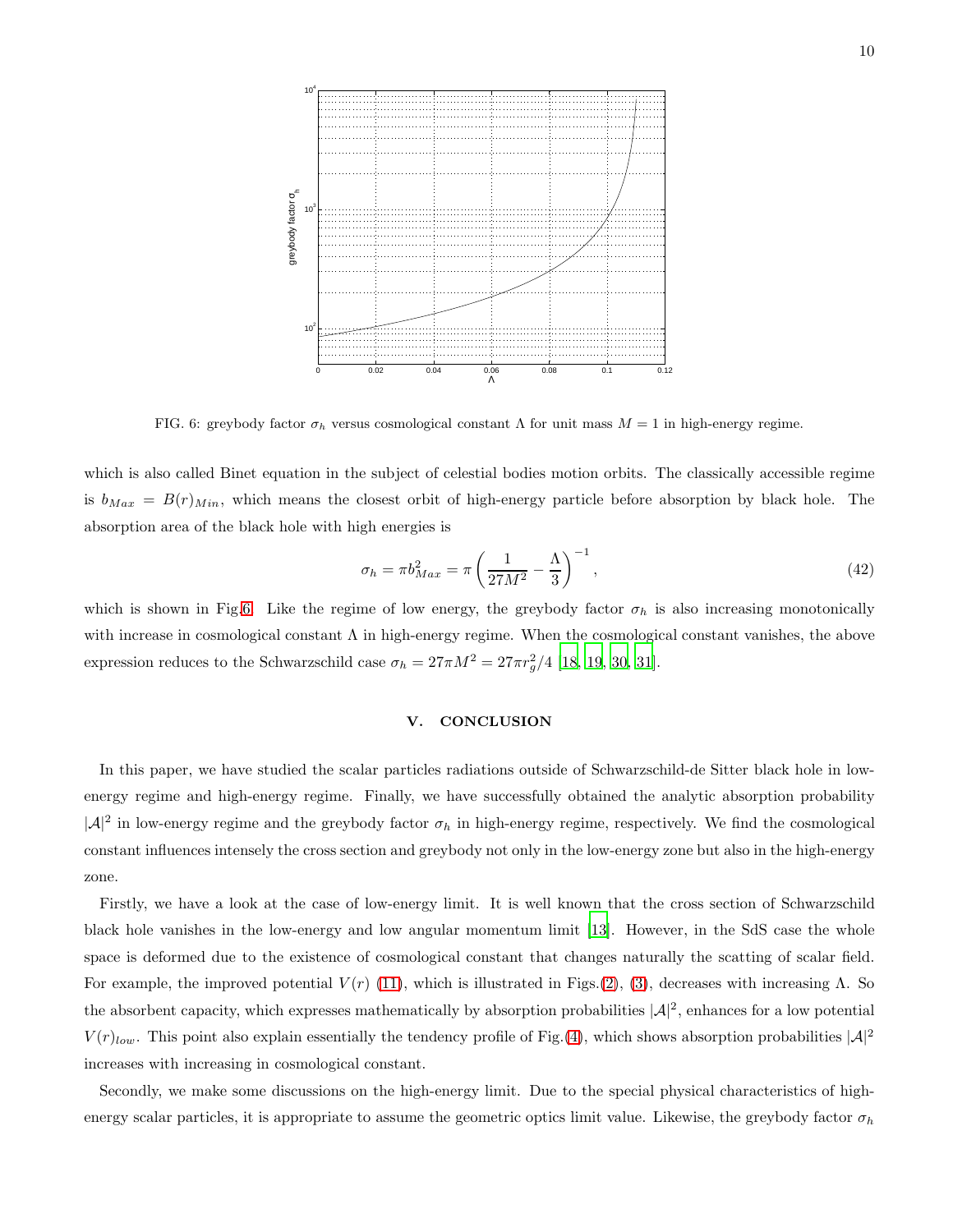FIG. 6: greybody factor $\sigma_h$ versus cosmological constant $\Lambda$ for unit mass $M = 1$ in high-energy regime.

which is also called Binet equation in the subject of celestial bodies motion orbits. The classically accessible regime is $b_{Max} = B(r)_{Min}$, which means the closest orbit of high-energy particle before absorption by black hole. The absorption area of the black hole with high energies is

$$\sigma_h = \pi b_{Max}^2 = \pi \left( \frac{1}{27M^2} - \frac{\Lambda}{3} \right)^{-1}, \tag{42}$$

which is shown in Fig.6. Like the regime of low energy, the greybody factor $\sigma_h$ is also increasing monotonically with increase in cosmological constant $\Lambda$ in high-energy regime. When the cosmological constant vanishes, the above expression reduces to the Schwarzschild case $\sigma_h = 27\pi M^2 = 27\pi r_g^2/4$ [18, 19, 30, 31].

## V. CONCLUSION

In this paper, we have studied the scalar particles radiations outside of Schwarzschild-de Sitter black hole in low-energy regime and high-energy regime. Finally, we have successfully obtained the analytic absorption probability $|\mathcal{A}|^2$ in low-energy regime and the greybody factor $\sigma_h$ in high-energy regime, respectively. We find the cosmological constant influences intensely the cross section and greybody not only in the low-energy zone but also in the high-energy zone.

Firstly, we have a look at the case of low-energy limit. It is well known that the cross section of Schwarzschild black hole vanishes in the low-energy and low angular momentum limit [13]. However, in the SdS case the whole space is deformed due to the existence of cosmological constant that changes naturally the scatting of scalar field. For example, the improved potential $V(r)$ (11), which is illustrated in Figs.(2), (3), decreases with increasing $\Lambda$. So the absorbent capacity, which expresses mathematically by absorption probabilities $|\mathcal{A}|^2$, enhances for a low potential $V(r)_{low}$. This point also explain essentially the tendency profile of Fig.(4), which shows absorption probabilities $|\mathcal{A}|^2$ increases with increasing in cosmological constant.

Secondly, we make some discussions on the high-energy limit. Due to the special physical characteristics of high-energy scalar particles, it is appropriate to assume the geometric optics limit value. Likewise, the greybody factor $\sigma_h$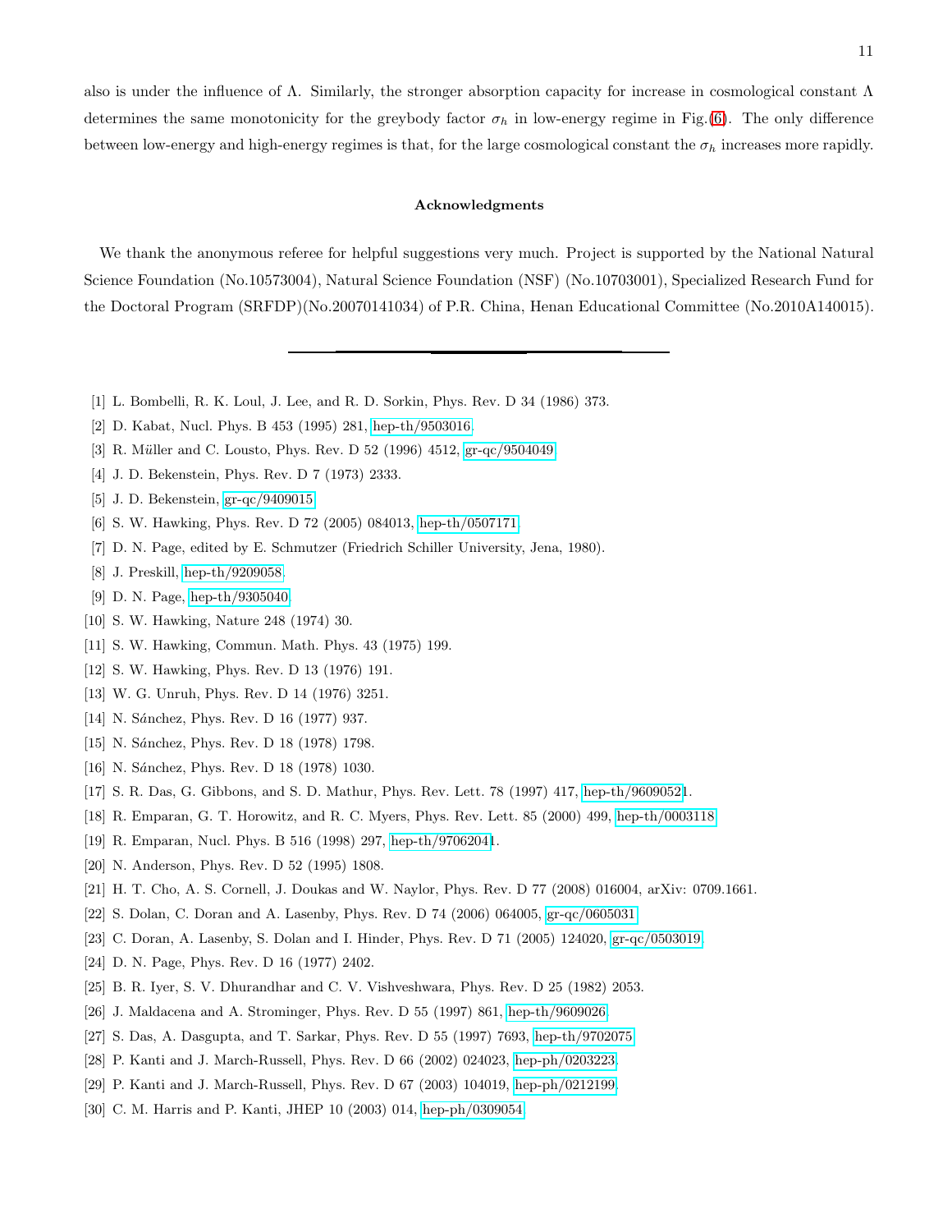also is under the influence of $\Lambda$. Similarly, the stronger absorption capacity for increase in cosmological constant $\Lambda$ determines the same monotonicity for the greybody factor $\sigma_h$ in low-energy regime in Fig.(6). The only difference between low-energy and high-energy regimes is that, for the large cosmological constant the $\sigma_h$ increases more rapidly.

### Acknowledgments

We thank the anonymous referee for helpful suggestions very much. Project is supported by the National Natural Science Foundation (No.10573004), Natural Science Foundation (NSF) (No.10703001), Specialized Research Fund for the Doctoral Program (SRFDP)(No.20070141034) of P.R. China, Henan Educational Committee (No.2010A140015).

---

[1] L. Bombelli, R. K. Loul, J. Lee, and R. D. Sorkin, Phys. Rev. D 34 (1986) 373.

[2] D. Kabat, Nucl. Phys. B 453 (1995) 281, hep-th/9503016.

[3] R. Müller and C. Lousto, Phys. Rev. D 52 (1996) 4512, gr-qc/9504049.

[4] J. D. Bekenstein, Phys. Rev. D 7 (1973) 2333.

[5] J. D. Bekenstein, gr-qc/9409015.

[6] S. W. Hawking, Phys. Rev. D 72 (2005) 084013, hep-th/0507171.

[7] D. N. Page, edited by E. Schmutzer (Friedrich Schiller University, Jena, 1980).

[8] J. Preskill, hep-th/9209058.

[9] D. N. Page, hep-th/9305040.

[10] S. W. Hawking, Nature 248 (1974) 30.

[11] S. W. Hawking, Commun. Math. Phys. 43 (1975) 199.

[12] S. W. Hawking, Phys. Rev. D 13 (1976) 191.

[13] W. G. Unruh, Phys. Rev. D 14 (1976) 3251.

[14] N. Sánchez, Phys. Rev. D 16 (1977) 937.

[15] N. Sánchez, Phys. Rev. D 18 (1978) 1798.

[16] N. Sánchez, Phys. Rev. D 18 (1978) 1030.

[17] S. R. Das, G. Gibbons, and S. D. Mathur, Phys. Rev. Lett. 78 (1997) 417, hep-th/96090521.

[18] R. Emparan, G. T. Horowitz, and R. C. Myers, Phys. Rev. Lett. 85 (2000) 499, hep-th/0003118.

[19] R. Emparan, Nucl. Phys. B 516 (1998) 297, hep-th/97062041.

[20] N. Anderson, Phys. Rev. D 52 (1995) 1808.

[21] H. T. Cho, A. S. Cornell, J. Doukas and W. Naylor, Phys. Rev. D 77 (2008) 016004, arXiv: 0709.1661.

[22] S. Dolan, C. Doran and A. Lasenby, Phys. Rev. D 74 (2006) 064005, gr-qc/0605031.

[23] C. Doran, A. Lasenby, S. Dolan and I. Hinder, Phys. Rev. D 71 (2005) 124020, gr-qc/0503019.

[24] D. N. Page, Phys. Rev. D 16 (1977) 2402.

[25] B. R. Iyer, S. V. Dhurandhar and C. V. Vishveshwara, Phys. Rev. D 25 (1982) 2053.

[26] J. Maldacena and A. Strominger, Phys. Rev. D 55 (1997) 861, hep-th/9609026.

[27] S. Das, A. Dasgupta, and T. Sarkar, Phys. Rev. D 55 (1997) 7693, hep-th/9702075.

[28] P. Kanti and J. March-Russell, Phys. Rev. D 66 (2002) 024023, hep-ph/0203223.

[29] P. Kanti and J. March-Russell, Phys. Rev. D 67 (2003) 104019, hep-ph/0212199.

[30] C. M. Harris and P. Kanti, JHEP 10 (2003) 014, hep-ph/0309054.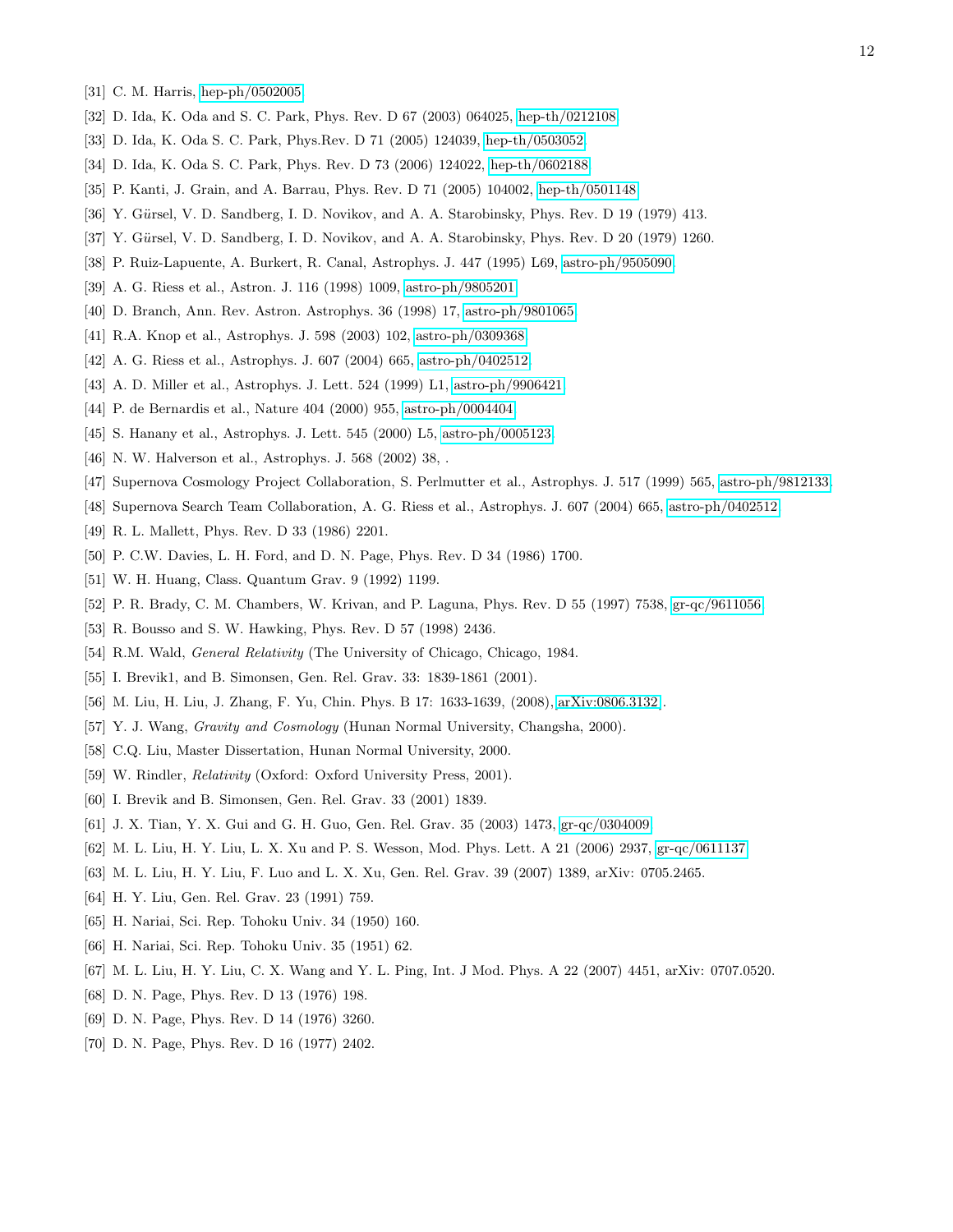[31] C. M. Harris, hep-ph/0502005.

[32] D. Ida, K. Oda and S. C. Park, Phys. Rev. D 67 (2003) 064025, hep-th/0212108.

[33] D. Ida, K. Oda S. C. Park, Phys.Rev. D 71 (2005) 124039, hep-th/0503052.

[34] D. Ida, K. Oda S. C. Park, Phys. Rev. D 73 (2006) 124022, hep-th/0602188.

[35] P. Kanti, J. Grain, and A. Barrau, Phys. Rev. D 71 (2005) 104002, hep-th/0501148.

[36] Y. Gürsel, V. D. Sandberg, I. D. Novikov, and A. A. Starobinsky, Phys. Rev. D 19 (1979) 413.

[37] Y. Gürsel, V. D. Sandberg, I. D. Novikov, and A. A. Starobinsky, Phys. Rev. D 20 (1979) 1260.

[38] P. Ruiz-Lapuente, A. Burkert, R. Canal, Astrophys. J. 447 (1995) L69, astro-ph/9505090.

[39] A. G. Riess et al., Astron. J. 116 (1998) 1009, astro-ph/9805201.

[40] D. Branch, Ann. Rev. Astron. Astrophys. 36 (1998) 17, astro-ph/9801065.

[41] R.A. Knop et al., Astrophys. J. 598 (2003) 102, astro-ph/0309368.

[42] A. G. Riess et al., Astrophys. J. 607 (2004) 665, astro-ph/0402512.

[43] A. D. Miller et al., Astrophys. J. Lett. 524 (1999) L1, astro-ph/9906421.

[44] P. de Bernardis et al., Nature 404 (2000) 955, astro-ph/0004404.

[45] S. Hanany et al., Astrophys. J. Lett. 545 (2000) L5, astro-ph/0005123.

[46] N. W. Halverson et al., Astrophys. J. 568 (2002) 38, .

[47] Supernova Cosmology Project Collaboration, S. Perlmutter et al., Astrophys. J. 517 (1999) 565, astro-ph/9812133.

[48] Supernova Search Team Collaboration, A. G. Riess et al., Astrophys. J. 607 (2004) 665, astro-ph/0402512.

[49] R. L. Mallett, Phys. Rev. D 33 (1986) 2201.

[50] P. C.W. Davies, L. H. Ford, and D. N. Page, Phys. Rev. D 34 (1986) 1700.

[51] W. H. Huang, Class. Quantum Grav. 9 (1992) 1199.

[52] P. R. Brady, C. M. Chambers, W. Krivan, and P. Laguna, Phys. Rev. D 55 (1997) 7538, gr-qc/9611056.

[53] R. Bousso and S. W. Hawking, Phys. Rev. D 57 (1998) 2436.

[54] R.M. Wald, *General Relativity* (The University of Chicago, Chicago, 1984.

[55] I. Brevik1, and B. Simonsen, Gen. Rel. Grav. 33: 1839-1861 (2001).

[56] M. Liu, H. Liu, J. Zhang, F. Yu, Chin. Phys. B 17: 1633-1639, (2008), arXiv:0806.3132 .

[57] Y. J. Wang, *Gravity and Cosmology* (Hunan Normal University, Changsha, 2000).

[58] C.Q. Liu, Master Dissertation, Hunan Normal University, 2000.

[59] W. Rindler, *Relativity* (Oxford: Oxford University Press, 2001).

[60] I. Brevik and B. Simonsen, Gen. Rel. Grav. 33 (2001) 1839.

[61] J. X. Tian, Y. X. Gui and G. H. Guo, Gen. Rel. Grav. 35 (2003) 1473, gr-qc/0304009.

[62] M. L. Liu, H. Y. Liu, L. X. Xu and P. S. Wesson, Mod. Phys. Lett. A 21 (2006) 2937, gr-qc/0611137.

[63] M. L. Liu, H. Y. Liu, F. Luo and L. X. Xu, Gen. Rel. Grav. 39 (2007) 1389, arXiv: 0705.2465.

[64] H. Y. Liu, Gen. Rel. Grav. 23 (1991) 759.

[65] H. Nariai, Sci. Rep. Tohoku Univ. 34 (1950) 160.

[66] H. Nariai, Sci. Rep. Tohoku Univ. 35 (1951) 62.

[67] M. L. Liu, H. Y. Liu, C. X. Wang and Y. L. Ping, Int. J Mod. Phys. A 22 (2007) 4451, arXiv: 0707.0520.

[68] D. N. Page, Phys. Rev. D 13 (1976) 198.

[69] D. N. Page, Phys. Rev. D 14 (1976) 3260.

[70] D. N. Page, Phys. Rev. D 16 (1977) 2402.